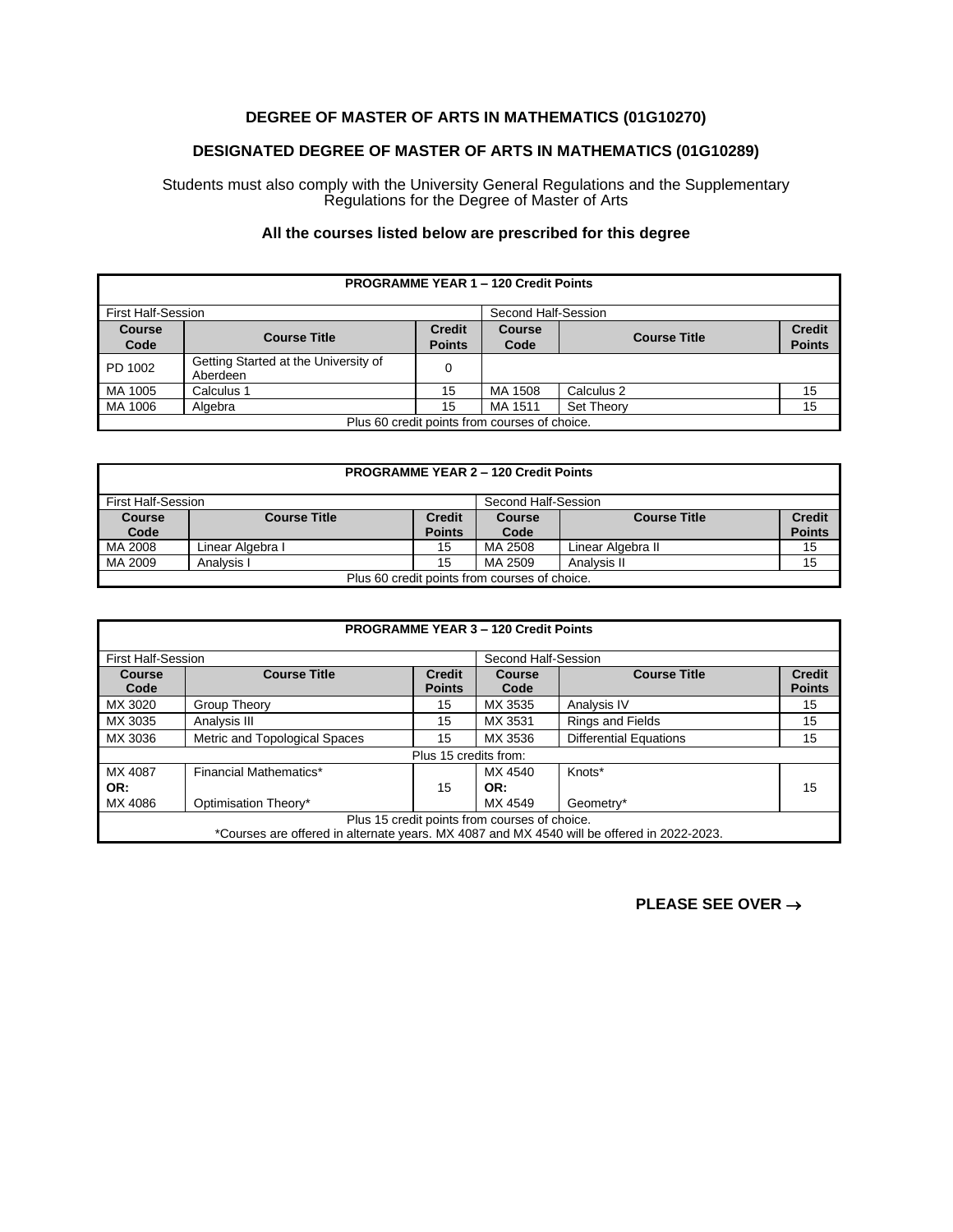# DEGREE OF MASTER OF ARTS IN MATHEMATICS (01G10270)

# DESIGNATED DEGREE OF MASTER OF ARTS IN MATHEMATICS (01G10289)

Students must also comply with the University General Regulations and the Supplementary Regulations for the Degree of Master of Arts

**All the courses listed below are prescribed for this degree**

| PROGRAMME YEAR 1 – 120 Credit Points | | | | | |
|---|---|---|---|---|---|
| First Half-Session | | | Second Half-Session | | |
| **Course Code** | **Course Title** | **Credit Points** | **Course Code** | **Course Title** | **Credit Points** |
| PD 1002 | Getting Started at the University of Aberdeen | 0 | | | |
| MA 1005 | Calculus 1 | 15 | MA 1508 | Calculus 2 | 15 |
| MA 1006 | Algebra | 15 | MA 1511 | Set Theory | 15 |
| Plus 60 credit points from courses of choice. | | | | | |

| PROGRAMME YEAR 2 – 120 Credit Points | | | | | |
|---|---|---|---|---|---|
| First Half-Session | | | Second Half-Session | | |
| **Course Code** | **Course Title** | **Credit Points** | **Course Code** | **Course Title** | **Credit Points** |
| MA 2008 | Linear Algebra I | 15 | MA 2508 | Linear Algebra II | 15 |
| MA 2009 | Analysis I | 15 | MA 2509 | Analysis II | 15 |
| Plus 60 credit points from courses of choice. | | | | | |

| PROGRAMME YEAR 3 – 120 Credit Points | | | | | |
|---|---|---|---|---|---|
| First Half-Session | | | Second Half-Session | | |
| **Course Code** | **Course Title** | **Credit Points** | **Course Code** | **Course Title** | **Credit Points** |
| MX 3020 | Group Theory | 15 | MX 3535 | Analysis IV | 15 |
| MX 3035 | Analysis III | 15 | MX 3531 | Rings and Fields | 15 |
| MX 3036 | Metric and Topological Spaces | 15 | MX 3536 | Differential Equations | 15 |
| Plus 15 credits from: | | | | | |
| MX 4087<br>OR:<br>MX 4086 | Financial Mathematics*<br><br>Optimisation Theory* | 15 | MX 4540<br>OR:<br>MX 4549 | Knots*<br><br>Geometry* | 15 |
| Plus 15 credit points from courses of choice.<br>*Courses are offered in alternate years. MX 4087 and MX 4540 will be offered in 2022-2023. | | | | | |

**PLEASE SEE OVER →**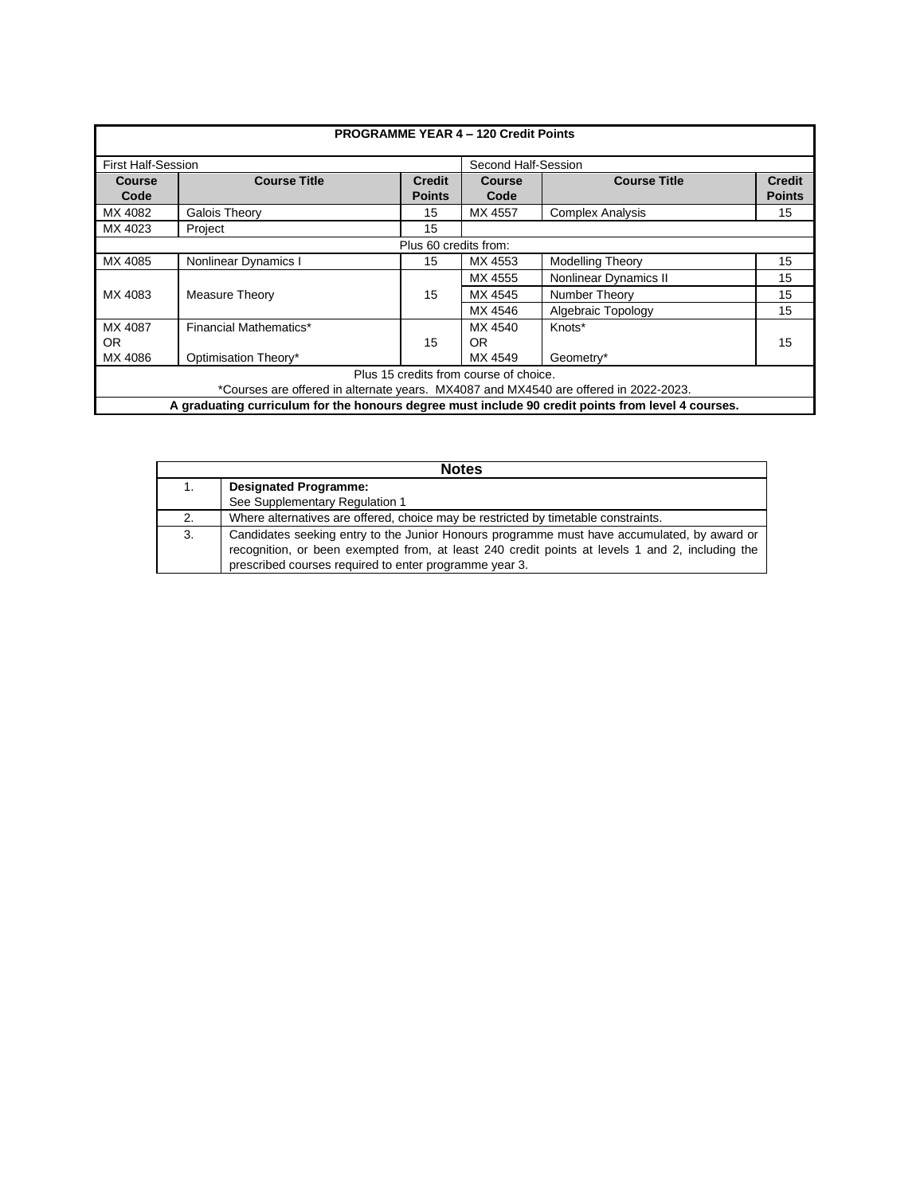**PROGRAMME YEAR 4 – 120 Credit Points**

| First Half-Session | | | Second Half-Session | | |
|---|---|---|---|---|---|
| **Course Code** | **Course Title** | **Credit Points** | **Course Code** | **Course Title** | **Credit Points** |
| MX 4082 | Galois Theory | 15 | MX 4557 | Complex Analysis | 15 |
| MX 4023 | Project | 15 | | | |
| Plus 60 credits from: | | | | | |
| MX 4085 | Nonlinear Dynamics I | 15 | MX 4553 | Modelling Theory | 15 |
| MX 4083 | Measure Theory | 15 | MX 4555 | Nonlinear Dynamics II | 15 |
| | | | MX 4545 | Number Theory | 15 |
| | | | MX 4546 | Algebraic Topology | 15 |
| MX 4087 OR MX 4086 | Financial Mathematics* Optimisation Theory* | 15 | MX 4540 OR MX 4549 | Knots* Geometry* | 15 |
| Plus 15 credits from course of choice. | | | | | |
| *Courses are offered in alternate years. MX4087 and MX4540 are offered in 2022-2023. | | | | | |
| **A graduating curriculum for the honours degree must include 90 credit points from level 4 courses.** | | | | | |

| **Notes** | |
|---|---|
| 1. | **Designated Programme:** See Supplementary Regulation 1 |
| 2. | Where alternatives are offered, choice may be restricted by timetable constraints. |
| 3. | Candidates seeking entry to the Junior Honours programme must have accumulated, by award or recognition, or been exempted from, at least 240 credit points at levels 1 and 2, including the prescribed courses required to enter programme year 3. |